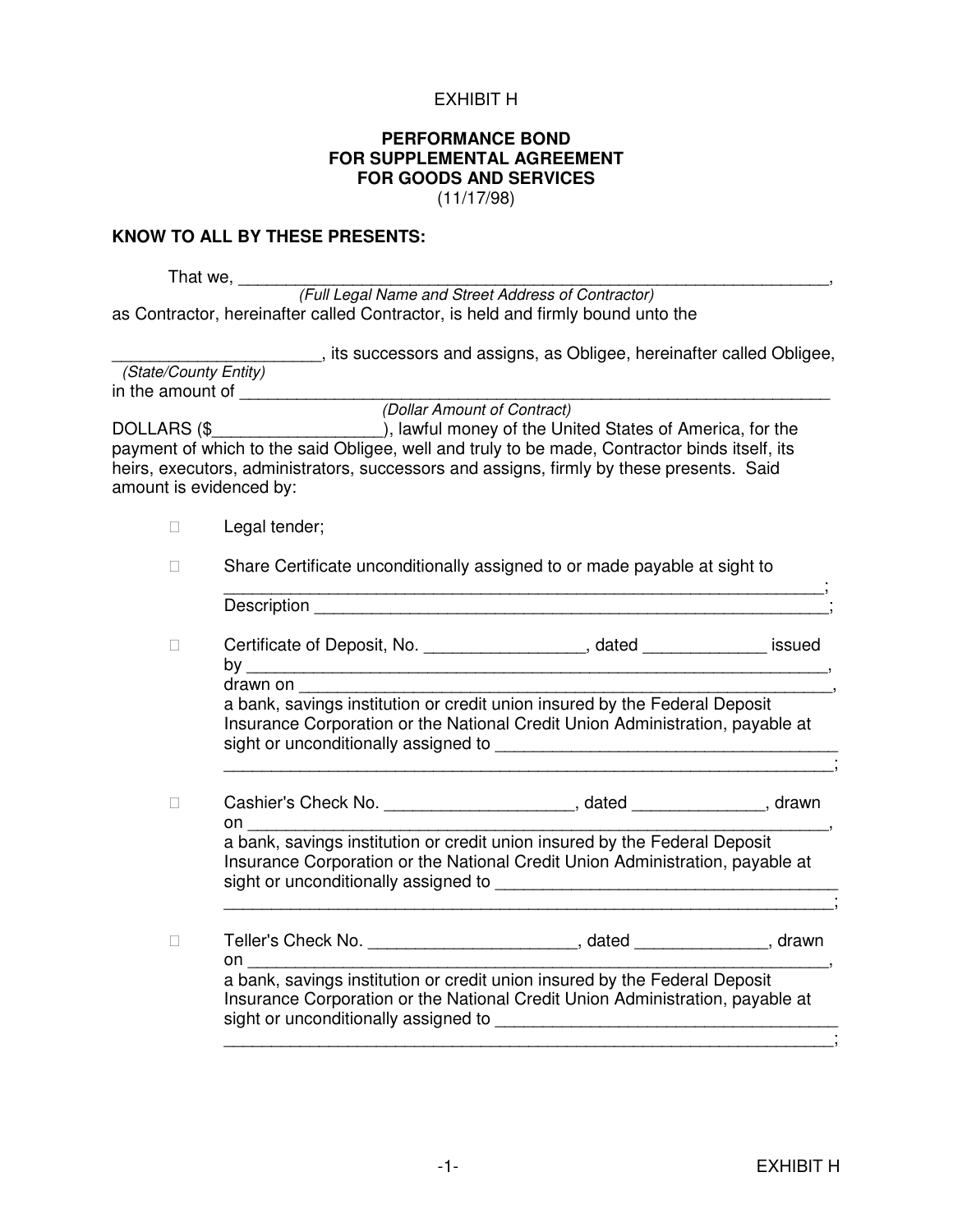EXHIBIT H

# PERFORMANCE BOND
# FOR SUPPLEMENTAL AGREEMENT
# FOR GOODS AND SERVICES

(11/17/98)

**KNOW TO ALL BY THESE PRESENTS:**

That we, ________________________________________________________________,
*(Full Legal Name and Street Address of Contractor)*
as Contractor, hereinafter called Contractor, is held and firmly bound unto the

______________________, its successors and assigns, as Obligee, hereinafter called Obligee,
*(State/County Entity)*
in the amount of _________________________________________________________________
*(Dollar Amount of Contract)*
DOLLARS ($__________________), lawful money of the United States of America, for the payment of which to the said Obligee, well and truly to be made, Contractor binds itself, its heirs, executors, administrators, successors and assigns, firmly by these presents. Said amount is evidenced by:

- ☐ Legal tender;

- ☐ Share Certificate unconditionally assigned to or made payable at sight to _________________________________________________________________;
  Description ______________________________________________________;

- ☐ Certificate of Deposit, No. _________________, dated _____________ issued by ______________________________________________________________,
  drawn on __________________________________________________________,
  a bank, savings institution or credit union insured by the Federal Deposit Insurance Corporation or the National Credit Union Administration, payable at sight or unconditionally assigned to ____________________________________
  _________________________________________________________________;

- ☐ Cashier's Check No. ____________________, dated ______________, drawn on ________________________________________________________________,
  a bank, savings institution or credit union insured by the Federal Deposit Insurance Corporation or the National Credit Union Administration, payable at sight or unconditionally assigned to ____________________________________
  _________________________________________________________________;

- ☐ Teller's Check No. ______________________, dated ______________, drawn on ________________________________________________________________,
  a bank, savings institution or credit union insured by the Federal Deposit Insurance Corporation or the National Credit Union Administration, payable at sight or unconditionally assigned to ____________________________________
  _________________________________________________________________;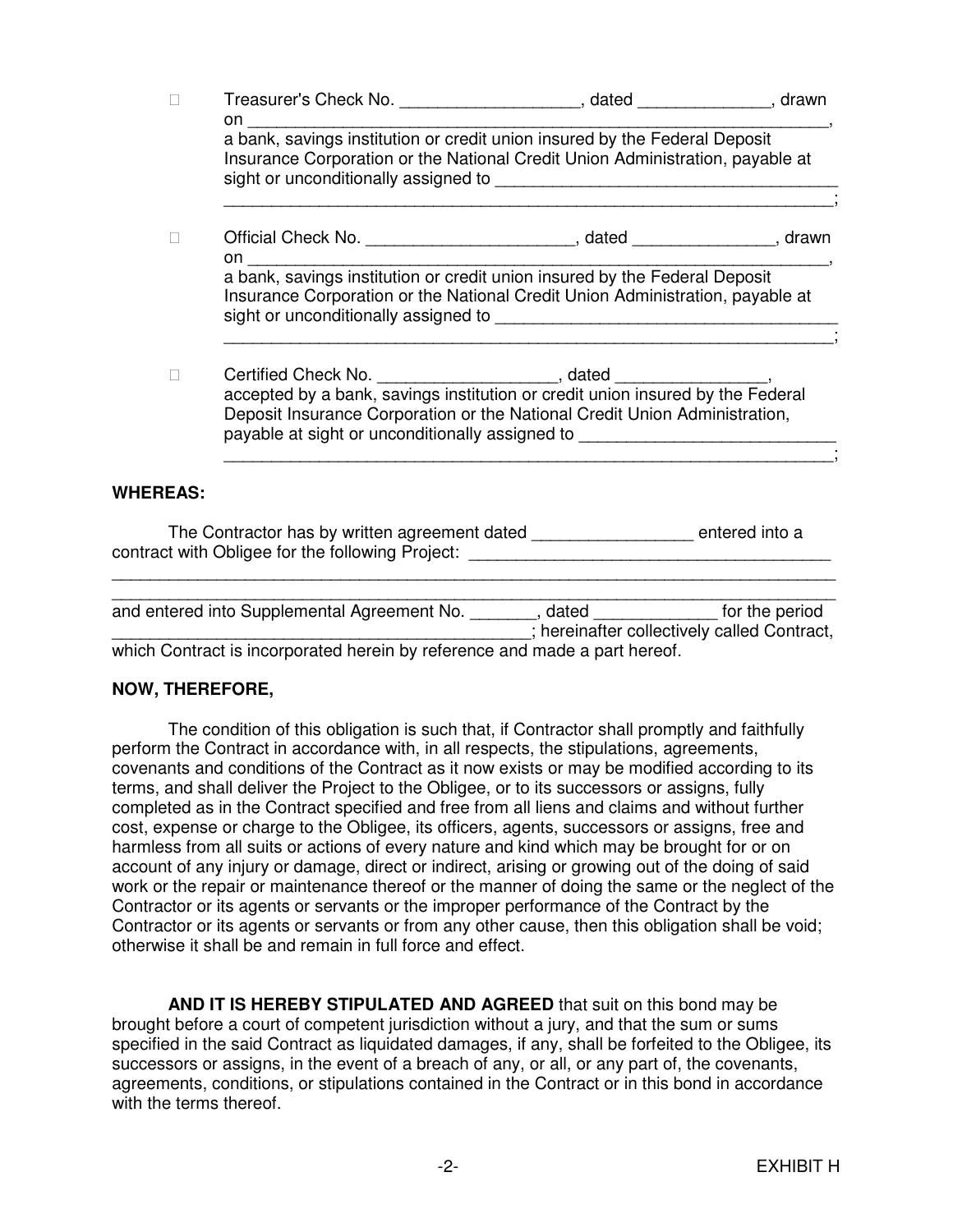- ☐ Treasurer's Check No. ___________________, dated ______________, drawn on ________________________________________________________________, a bank, savings institution or credit union insured by the Federal Deposit Insurance Corporation or the National Credit Union Administration, payable at sight or unconditionally assigned to ____________________________________ ________________________________________________________________;

- ☐ Official Check No. ______________________, dated _______________, drawn on ________________________________________________________________, a bank, savings institution or credit union insured by the Federal Deposit Insurance Corporation or the National Credit Union Administration, payable at sight or unconditionally assigned to ____________________________________ ________________________________________________________________;

- ☐ Certified Check No. ___________________, dated ________________, accepted by a bank, savings institution or credit union insured by the Federal Deposit Insurance Corporation or the National Credit Union Administration, payable at sight or unconditionally assigned to ___________________________ ________________________________________________________________;

**WHEREAS:**

The Contractor has by written agreement dated _________________ entered into a contract with Obligee for the following Project: ______________________________________ ________________________________________________________________________________ ________________________________________________________________________________ and entered into Supplemental Agreement No. _______, dated _____________ for the period ______________________________________________; hereinafter collectively called Contract, which Contract is incorporated herein by reference and made a part hereof.

**NOW, THEREFORE,**

The condition of this obligation is such that, if Contractor shall promptly and faithfully perform the Contract in accordance with, in all respects, the stipulations, agreements, covenants and conditions of the Contract as it now exists or may be modified according to its terms, and shall deliver the Project to the Obligee, or to its successors or assigns, fully completed as in the Contract specified and free from all liens and claims and without further cost, expense or charge to the Obligee, its officers, agents, successors or assigns, free and harmless from all suits or actions of every nature and kind which may be brought for or on account of any injury or damage, direct or indirect, arising or growing out of the doing of said work or the repair or maintenance thereof or the manner of doing the same or the neglect of the Contractor or its agents or servants or the improper performance of the Contract by the Contractor or its agents or servants or from any other cause, then this obligation shall be void; otherwise it shall be and remain in full force and effect.

**AND IT IS HEREBY STIPULATED AND AGREED** that suit on this bond may be brought before a court of competent jurisdiction without a jury, and that the sum or sums specified in the said Contract as liquidated damages, if any, shall be forfeited to the Obligee, its successors or assigns, in the event of a breach of any, or all, or any part of, the covenants, agreements, conditions, or stipulations contained in the Contract or in this bond in accordance with the terms thereof.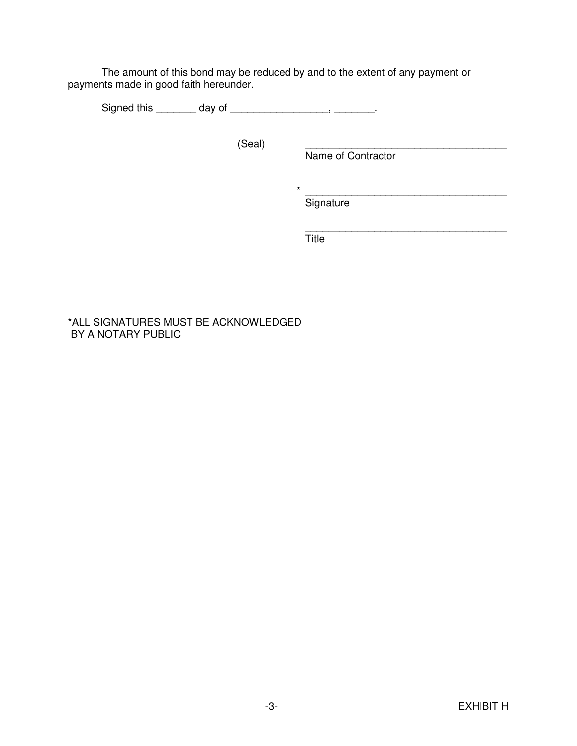The amount of this bond may be reduced by and to the extent of any payment or payments made in good faith hereunder.

Signed this _______ day of _________________, _______.

(Seal) ____________________________________
Name of Contractor

\* ____________________________________
Signature

____________________________________
Title

*ALL SIGNATURES MUST BE ACKNOWLEDGED BY A NOTARY PUBLIC

EXHIBIT H